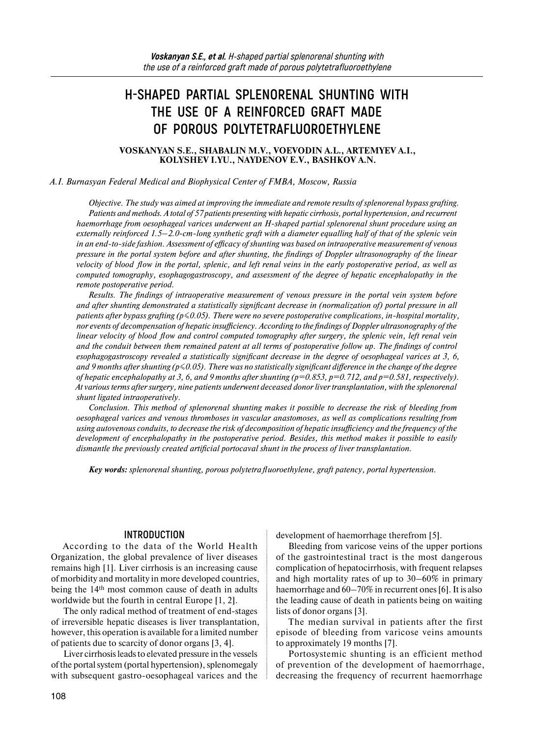# H-SHAPED PARTIAL SPLENORENAL SHUNTING WITH THE USE OF A REINFORCED GRAFT MADE OF POROUS POLYTETRAFLUOROETHYLENE

**VOSKANYAN S.E., SHABALIN M.V., VOEVODIN A.L., ARTEMYEV A.I., KOLYSHEV I.YU., NAYDENOV E.V., BASHKOV A.N.**

*A.I. Burnasyan Federal Medical and Biophysical Center of FMBA, Moscow, Russia*

*Objective. The study was aimed at improving the immediate and remote results of splenorenal bypass grafting.*

*Patients and methods. A total of 57 patients presenting with hepatic cirrhosis, portal hypertension, and recurrent haemorrhage from oesophageal varices underwent an H-shaped partial splenorenal shunt procedure using an externally reinforced 1.5–2.0-cm-long synthetic graft with a diameter equalling half of that of the splenic vein in an end-to-side fashion. Assessment of efficacy of shunting was based on intraoperative measurement of venous pressure in the portal system before and after shunting, the findings of Doppler ultrasonography of the linear velocity of blood flow in the portal, splenic, and left renal veins in the early postoperative period, as well as computed tomography, esophagogastroscopy, and assessment of the degree of hepatic encephalopathy in the remote postoperative period.*

*Results. The findings of intraoperative measurement of venous pressure in the portal vein system before and after shunting demonstrated a statistically significant decrease in (normalization of) portal pressure in all patients after bypass grafting ($p \leqslant 0.05$). There were no severe postoperative complications, in-hospital mortality, nor events of decompensation of hepatic insufficiency. According to the findings of Doppler ultrasonography of the linear velocity of blood flow and control computed tomography after surgery, the splenic vein, left renal vein and the conduit between them remained patent at all terms of postoperative follow up. The findings of control esophagogastroscopy revealed a statistically significant decrease in the degree of oesophageal varices at 3, 6, and 9 months after shunting ($p \leqslant 0.05$). There was no statistically significant difference in the change of the degree of hepatic encephalopathy at 3, 6, and 9 months after shunting ($p=0.853$, $p=0.712$, and $p=0.581$, respectively). At various terms after surgery, nine patients underwent deceased donor liver transplantation, with the splenorenal shunt ligated intraoperatively.*

*Conclusion. This method of splenorenal shunting makes it possible to decrease the risk of bleeding from oesophageal varices and venous thromboses in vascular anastomoses, as well as complications resulting from using autovenous conduits, to decrease the risk of decomposition of hepatic insufficiency and the frequency of the development of encephalopathy in the postoperative period. Besides, this method makes it possible to easily dismantle the previously created artificial portocaval shunt in the process of liver transplantation.*

***Key words:*** *splenorenal shunting, porous polytetrafluoroethylene, graft patency, portal hypertension.*

## INTRODUCTION

According to the data of the World Health Organization, the global prevalence of liver diseases remains high [1]. Liver cirrhosis is an increasing cause of morbidity and mortality in more developed countries, being the 14th most common cause of death in adults worldwide but the fourth in central Europe [1, 2].

The only radical method of treatment of end-stages of irreversible hepatic diseases is liver transplantation, however, this operation is available for a limited number of patients due to scarcity of donor organs [3, 4].

Liver cirrhosis leads to elevated pressure in the vessels of the portal system (portal hypertension), splenomegaly with subsequent gastro-oesophageal varices and the development of haemorrhage therefrom [5].

Bleeding from varicose veins of the upper portions of the gastrointestinal tract is the most dangerous complication of hepatocirrhosis, with frequent relapses and high mortality rates of up to 30–60% in primary haemorrhage and 60–70% in recurrent ones [6]. It is also the leading cause of death in patients being on waiting lists of donor organs [3].

The median survival in patients after the first episode of bleeding from varicose veins amounts to approximately 19 months [7].

Portosystemic shunting is an efficient method of prevention of the development of haemorrhage, decreasing the frequency of recurrent haemorrhage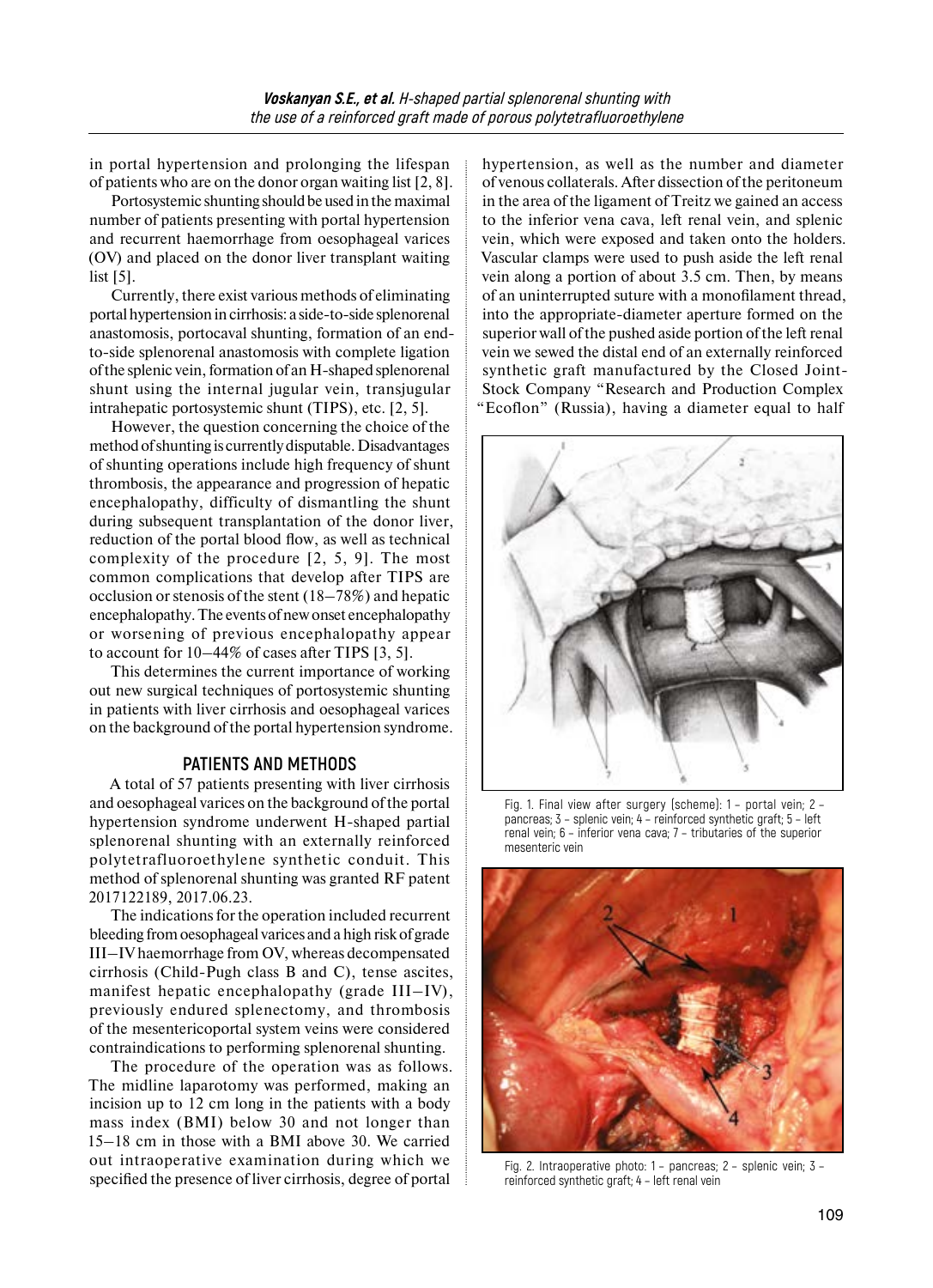in portal hypertension and prolonging the lifespan of patients who are on the donor organ waiting list [2, 8].

Portosystemic shunting should be used in the maximal number of patients presenting with portal hypertension and recurrent haemorrhage from oesophageal varices (OV) and placed on the donor liver transplant waiting list [5].

Currently, there exist various methods of eliminating portal hypertension in cirrhosis: a side-to-side splenorenal anastomosis, portocaval shunting, formation of an end-to-side splenorenal anastomosis with complete ligation of the splenic vein, formation of an H-shaped splenorenal shunt using the internal jugular vein, transjugular intrahepatic portosystemic shunt (TIPS), etc. [2, 5].

However, the question concerning the choice of the method of shunting is currently disputable. Disadvantages of shunting operations include high frequency of shunt thrombosis, the appearance and progression of hepatic encephalopathy, difficulty of dismantling the shunt during subsequent transplantation of the donor liver, reduction of the portal blood flow, as well as technical complexity of the procedure [2, 5, 9]. The most common complications that develop after TIPS are occlusion or stenosis of the stent (18–78%) and hepatic encephalopathy. The events of new onset encephalopathy or worsening of previous encephalopathy appear to account for 10–44% of cases after TIPS [3, 5].

This determines the current importance of working out new surgical techniques of portosystemic shunting in patients with liver cirrhosis and oesophageal varices on the background of the portal hypertension syndrome.

## PATIENTS AND METHODS

A total of 57 patients presenting with liver cirrhosis and oesophageal varices on the background of the portal hypertension syndrome underwent H-shaped partial splenorenal shunting with an externally reinforced polytetrafluoroethylene synthetic conduit. This method of splenorenal shunting was granted RF patent 2017122189, 2017.06.23.

The indications for the operation included recurrent bleeding from oesophageal varices and a high risk of grade III–IV haemorrhage from OV, whereas decompensated cirrhosis (Child-Pugh class B and C), tense ascites, manifest hepatic encephalopathy (grade III–IV), previously endured splenectomy, and thrombosis of the mesentericoportal system veins were considered contraindications to performing splenorenal shunting.

The procedure of the operation was as follows. The midline laparotomy was performed, making an incision up to 12 cm long in the patients with a body mass index (BMI) below 30 and not longer than 15–18 cm in those with a BMI above 30. We carried out intraoperative examination during which we specified the presence of liver cirrhosis, degree of portal hypertension, as well as the number and diameter of venous collaterals. After dissection of the peritoneum in the area of the ligament of Treitz we gained an access to the inferior vena cava, left renal vein, and splenic vein, which were exposed and taken onto the holders. Vascular clamps were used to push aside the left renal vein along a portion of about 3.5 cm. Then, by means of an uninterrupted suture with a monofilament thread, into the appropriate-diameter aperture formed on the superior wall of the pushed aside portion of the left renal vein we sewed the distal end of an externally reinforced synthetic graft manufactured by the Closed Joint-Stock Company "Research and Production Complex "Ecoflon" (Russia), having a diameter equal to half

Fig. 1. Final view after surgery (scheme): 1 – portal vein; 2 – pancreas; 3 – splenic vein; 4 – reinforced synthetic graft; 5 – left renal vein; 6 – inferior vena cava; 7 – tributaries of the superior mesenteric vein

Fig. 2. Intraoperative photo: 1 – pancreas; 2 – splenic vein; 3 – reinforced synthetic graft; 4 – left renal vein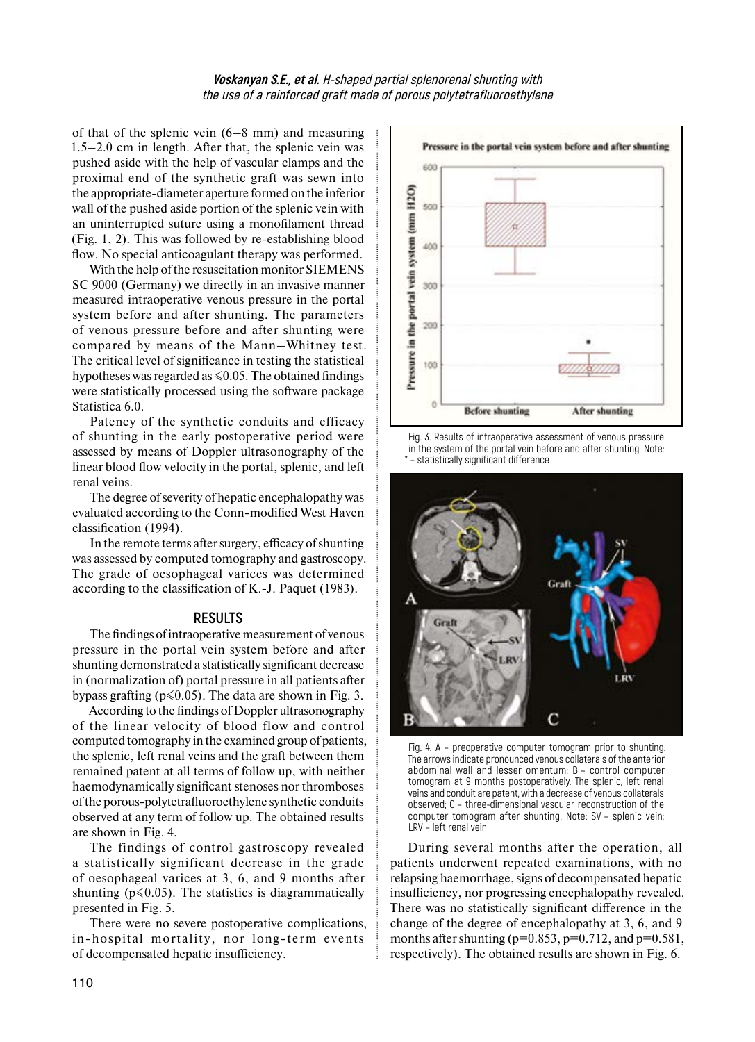of that of the splenic vein (6–8 mm) and measuring 1.5–2.0 cm in length. After that, the splenic vein was pushed aside with the help of vascular clamps and the proximal end of the synthetic graft was sewn into the appropriate-diameter aperture formed on the inferior wall of the pushed aside portion of the splenic vein with an uninterrupted suture using a monofilament thread (Fig. 1, 2). This was followed by re-establishing blood flow. No special anticoagulant therapy was performed.

With the help of the resuscitation monitor SIEMENS SC 9000 (Germany) we directly in an invasive manner measured intraoperative venous pressure in the portal system before and after shunting. The parameters of venous pressure before and after shunting were compared by means of the Mann–Whitney test. The critical level of significance in testing the statistical hypotheses was regarded as $\leqslant 0.05$. The obtained findings were statistically processed using the software package Statistica 6.0.

Patency of the synthetic conduits and efficacy of shunting in the early postoperative period were assessed by means of Doppler ultrasonography of the linear blood flow velocity in the portal, splenic, and left renal veins.

The degree of severity of hepatic encephalopathy was evaluated according to the Conn-modified West Haven classification (1994).

In the remote terms after surgery, efficacy of shunting was assessed by computed tomography and gastroscopy. The grade of oesophageal varices was determined according to the classification of K.-J. Paquet (1983).

## RESULTS

The findings of intraoperative measurement of venous pressure in the portal vein system before and after shunting demonstrated a statistically significant decrease in (normalization of) portal pressure in all patients after bypass grafting ($p \leqslant 0.05$). The data are shown in Fig. 3.

According to the findings of Doppler ultrasonography of the linear velocity of blood flow and control computed tomography in the examined group of patients, the splenic, left renal veins and the graft between them remained patent at all terms of follow up, with neither haemodynamically significant stenoses nor thromboses of the porous-polytetrafluoroethylene synthetic conduits observed at any term of follow up. The obtained results are shown in Fig. 4.

The findings of control gastroscopy revealed a statistically significant decrease in the grade of oesophageal varices at 3, 6, and 9 months after shunting ($p \leqslant 0.05$). The statistics is diagrammatically presented in Fig. 5.

There were no severe postoperative complications, in-hospital mortality, nor long-term events of decompensated hepatic insufficiency.

Fig. 3. Results of intraoperative assessment of venous pressure in the system of the portal vein before and after shunting. Note: * – statistically significant difference

Fig. 4. A – preoperative computer tomogram prior to shunting. The arrows indicate pronounced venous collaterals of the anterior abdominal wall and lesser omentum; B – control computer tomogram at 9 months postoperatively. The splenic, left renal veins and conduit are patent, with a decrease of venous collaterals observed; C – three-dimensional vascular reconstruction of the computer tomogram after shunting. Note: SV – splenic vein; LRV – left renal vein

During several months after the operation, all patients underwent repeated examinations, with no relapsing haemorrhage, signs of decompensated hepatic insufficiency, nor progressing encephalopathy revealed. There was no statistically significant difference in the change of the degree of encephalopathy at 3, 6, and 9 months after shunting ($p=0.853$, $p=0.712$, and $p=0.581$, respectively). The obtained results are shown in Fig. 6.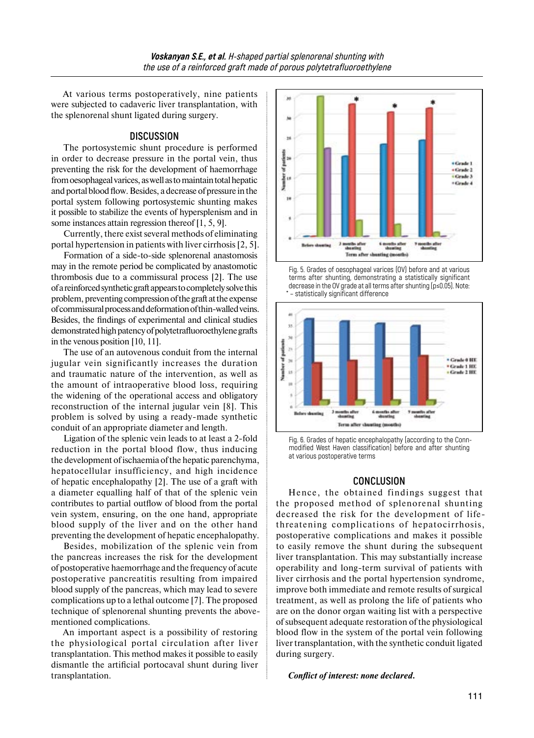At various terms postoperatively, nine patients were subjected to cadaveric liver transplantation, with the splenorenal shunt ligated during surgery.

## DISCUSSION

The portosystemic shunt procedure is performed in order to decrease pressure in the portal vein, thus preventing the risk for the development of haemorrhage from oesophageal varices, as well as to maintain total hepatic and portal blood flow. Besides, a decrease of pressure in the portal system following portosystemic shunting makes it possible to stabilize the events of hypersplenism and in some instances attain regression thereof [1, 5, 9].

Currently, there exist several methods of eliminating portal hypertension in patients with liver cirrhosis [2, 5].

Formation of a side-to-side splenorenal anastomosis may in the remote period be complicated by anastomotic thrombosis due to a commissural process [2]. The use of a reinforced synthetic graft appears to completely solve this problem, preventing compression of the graft at the expense of commissural process and deformation of thin-walled veins. Besides, the findings of experimental and clinical studies demonstrated high patency of polytetrafluoroethylene grafts in the venous position [10, 11].

The use of an autovenous conduit from the internal jugular vein significantly increases the duration and traumatic nature of the intervention, as well as the amount of intraoperative blood loss, requiring the widening of the operational access and obligatory reconstruction of the internal jugular vein [8]. This problem is solved by using a ready-made synthetic conduit of an appropriate diameter and length.

Ligation of the splenic vein leads to at least a 2-fold reduction in the portal blood flow, thus inducing the development of ischaemia of the hepatic parenchyma, hepatocellular insufficiency, and high incidence of hepatic encephalopathy [2]. The use of a graft with a diameter equalling half of that of the splenic vein contributes to partial outflow of blood from the portal vein system, ensuring, on the one hand, appropriate blood supply of the liver and on the other hand preventing the development of hepatic encephalopathy.

Besides, mobilization of the splenic vein from the pancreas increases the risk for the development of postoperative haemorrhage and the frequency of acute postoperative pancreatitis resulting from impaired blood supply of the pancreas, which may lead to severe complications up to a lethal outcome [7]. The proposed technique of splenorenal shunting prevents the above-mentioned complications.

An important aspect is a possibility of restoring the physiological portal circulation after liver transplantation. This method makes it possible to easily dismantle the artificial portocaval shunt during liver transplantation.

Fig. 5. Grades of oesophageal varices (OV) before and at various terms after shunting, demonstrating a statistically significant decrease in the OV grade at all terms after shunting ($p \leq 0.05$). Note: * – statistically significant difference

Fig. 6. Grades of hepatic encephalopathy (according to the Conn-modified West Haven classification) before and after shunting at various postoperative terms

## CONCLUSION

Hence, the obtained findings suggest that the proposed method of splenorenal shunting decreased the risk for the development of life-threatening complications of hepatocirrhosis, postoperative complications and makes it possible to easily remove the shunt during the subsequent liver transplantation. This may substantially increase operability and long-term survival of patients with liver cirrhosis and the portal hypertension syndrome, improve both immediate and remote results of surgical treatment, as well as prolong the life of patients who are on the donor organ waiting list with a perspective of subsequent adequate restoration of the physiological blood flow in the system of the portal vein following liver transplantation, with the synthetic conduit ligated during surgery.

***Conflict of interest: none declared.***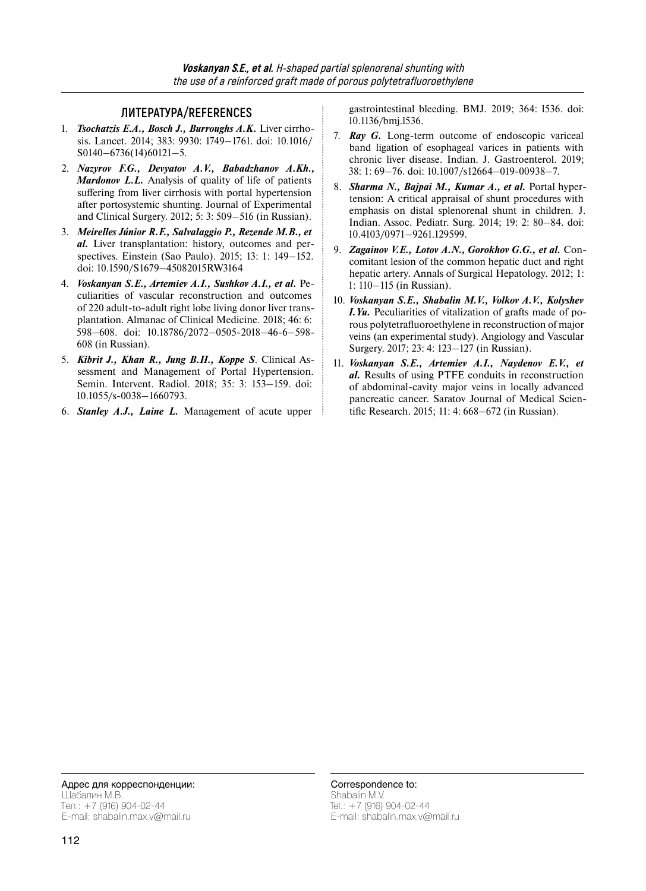## ЛИТЕРАТУРА/REFERENCES

1. ***Tsochatzis E.A., Bosch J., Burroughs A.K.*** Liver cirrhosis. Lancet. 2014; 383: 9930: 1749–1761. doi: 10.1016/S0140–6736(14)60121–5.
2. ***Nazyrov F.G., Devyatov A.V., Babadzhanov A.Kh., Mardonov L.L.*** Analysis of quality of life of patients suffering from liver cirrhosis with portal hypertension after portosystemic shunting. Journal of Experimental and Clinical Surgery. 2012; 5: 3: 509–516 (in Russian).
3. ***Meirelles Júnior R.F., Salvalaggio P., Rezende M.B., et al.*** Liver transplantation: history, outcomes and perspectives. Einstein (Sao Paulo). 2015; 13: 1: 149–152. doi: 10.1590/S1679–45082015RW3164
4. ***Voskanyan S.E., Artemiev A.I., Sushkov A.I., et al.*** Peculiarities of vascular reconstruction and outcomes of 220 adult-to-adult right lobe living donor liver transplantation. Almanac of Clinical Medicine. 2018; 46: 6: 598–608. doi: 10.18786/2072–0505-2018–46-6–598-608 (in Russian).
5. ***Kibrit J., Khan R., Jung B.H., Koppe S***. Clinical Assessment and Management of Portal Hypertension. Semin. Intervent. Radiol. 2018; 35: 3: 153–159. doi: 10.1055/s-0038–1660793.
6. ***Stanley A.J., Laine L.*** Management of acute upper gastrointestinal bleeding. BMJ. 2019; 364: l536. doi: 10.1136/bmj.l536.
7. ***Ray G.*** Long-term outcome of endoscopic variceal band ligation of esophageal varices in patients with chronic liver disease. Indian. J. Gastroenterol. 2019; 38: 1: 69–76. doi: 10.1007/s12664–019-00938–7.
8. ***Sharma N., Bajpai M., Kumar A., et al.*** Portal hypertension: A critical appraisal of shunt procedures with emphasis on distal splenorenal shunt in children. J. Indian. Assoc. Pediatr. Surg. 2014; 19: 2: 80–84. doi: 10.4103/0971–9261.129599.
9. ***Zagainov V.E., Lotov A.N., Gorokhov G.G., et al.*** Concomitant lesion of the common hepatic duct and right hepatic artery. Annals of Surgical Hepatology. 2012; 1: 1: 110–115 (in Russian).
10. ***Voskanyan S.E., Shabalin M.V., Volkov A.V., Kolyshev I.Yu.*** Peculiarities of vitalization of grafts made of porous polytetrafluoroethylene in reconstruction of major veins (an experimental study). Angiology and Vascular Surgery. 2017; 23: 4: 123–127 (in Russian).
11. ***Voskanyan S.E., Artemiev A.I., Naydenov E.V., et al.*** Results of using PTFE conduits in reconstruction of abdominal-cavity major veins in locally advanced pancreatic cancer. Saratov Journal of Medical Scientific Research. 2015; 11: 4: 668–672 (in Russian).

Адрес для корреспонденции:
Шабалин М.В.
Тел.: +7 (916) 904-02-44
E-mail: shabalin.max.v@mail.ru

Correspondence to:
Shabalin M.V.
Tel.: +7 (916) 904-02-44
E-mail: shabalin.max.v@mail.ru